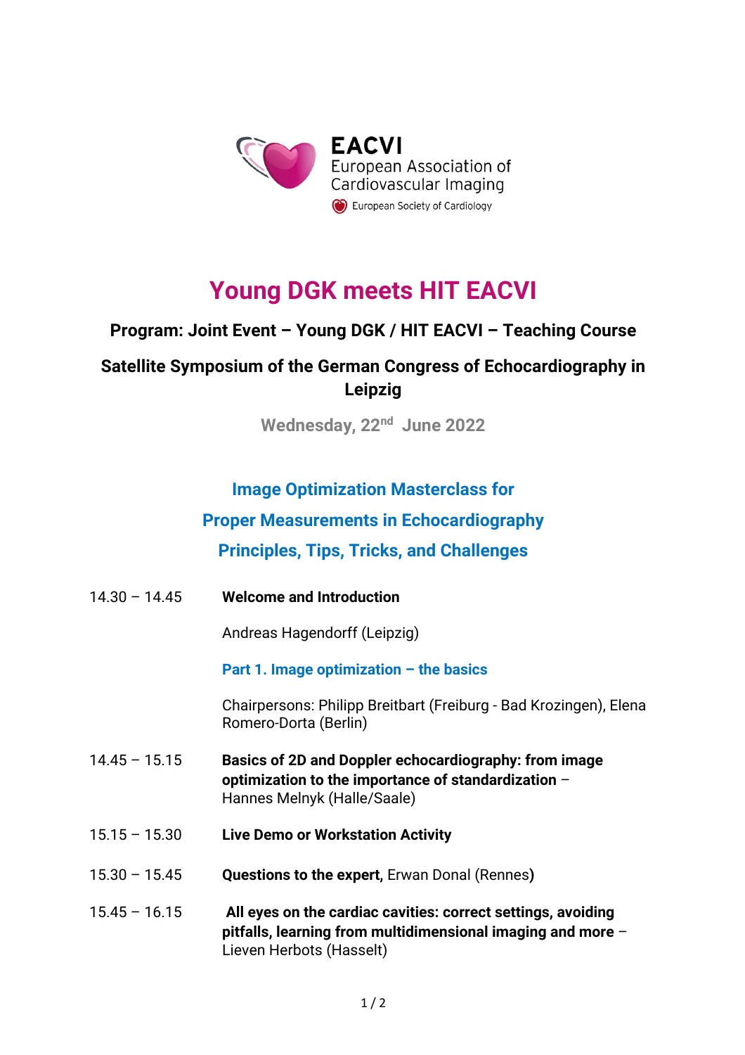EACVI
European Association of Cardiovascular Imaging
European Society of Cardiology

# Young DGK meets HIT EACVI

**Program: Joint Event – Young DGK / HIT EACVI – Teaching Course**

**Satellite Symposium of the German Congress of Echocardiography in Leipzig**

**Wednesday, 22nd June 2022**

## Image Optimization Masterclass for Proper Measurements in Echocardiography Principles, Tips, Tricks, and Challenges

14.30 – 14.45 **Welcome and Introduction**

Andreas Hagendorff (Leipzig)

### Part 1. Image optimization – the basics

Chairpersons: Philipp Breitbart (Freiburg - Bad Krozingen), Elena Romero-Dorta (Berlin)

14.45 – 15.15 **Basics of 2D and Doppler echocardiography: from image optimization to the importance of standardization** – Hannes Melnyk (Halle/Saale)

15.15 – 15.30 **Live Demo or Workstation Activity**

15.30 – 15.45 **Questions to the expert,** Erwan Donal (Rennes)

15.45 – 16.15 **All eyes on the cardiac cavities: correct settings, avoiding pitfalls, learning from multidimensional imaging and more** – Lieven Herbots (Hasselt)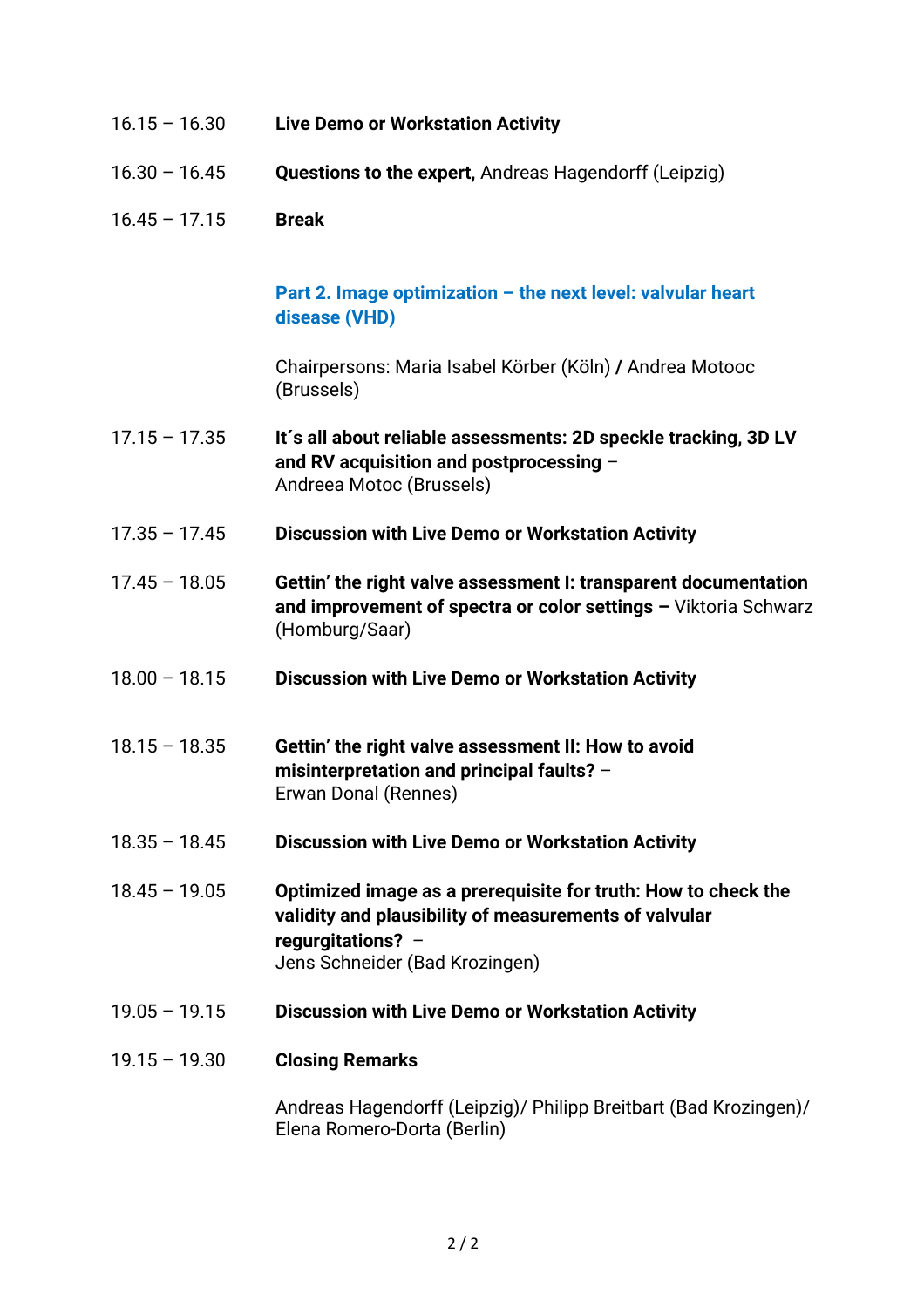16.15 – 16.30 **Live Demo or Workstation Activity**

16.30 – 16.45 **Questions to the expert,** Andreas Hagendorff (Leipzig)

16.45 – 17.15 **Break**

## Part 2. Image optimization – the next level: valvular heart disease (VHD)

Chairpersons: Maria Isabel Körber (Köln) **/** Andrea Motooc (Brussels)

17.15 – 17.35 **It´s all about reliable assessments: 2D speckle tracking, 3D LV and RV acquisition and postprocessing** – Andreea Motoc (Brussels)

17.35 – 17.45 **Discussion with Live Demo or Workstation Activity**

17.45 – 18.05 **Gettin' the right valve assessment I: transparent documentation and improvement of spectra or color settings –** Viktoria Schwarz (Homburg/Saar)

18.00 – 18.15 **Discussion with Live Demo or Workstation Activity**

18.15 – 18.35 **Gettin' the right valve assessment II: How to avoid misinterpretation and principal faults?** – Erwan Donal (Rennes)

18.35 – 18.45 **Discussion with Live Demo or Workstation Activity**

18.45 – 19.05 **Optimized image as a prerequisite for truth: How to check the validity and plausibility of measurements of valvular regurgitations?** – Jens Schneider (Bad Krozingen)

19.05 – 19.15 **Discussion with Live Demo or Workstation Activity**

19.15 – 19.30 **Closing Remarks**

Andreas Hagendorff (Leipzig)/ Philipp Breitbart (Bad Krozingen)/ Elena Romero-Dorta (Berlin)